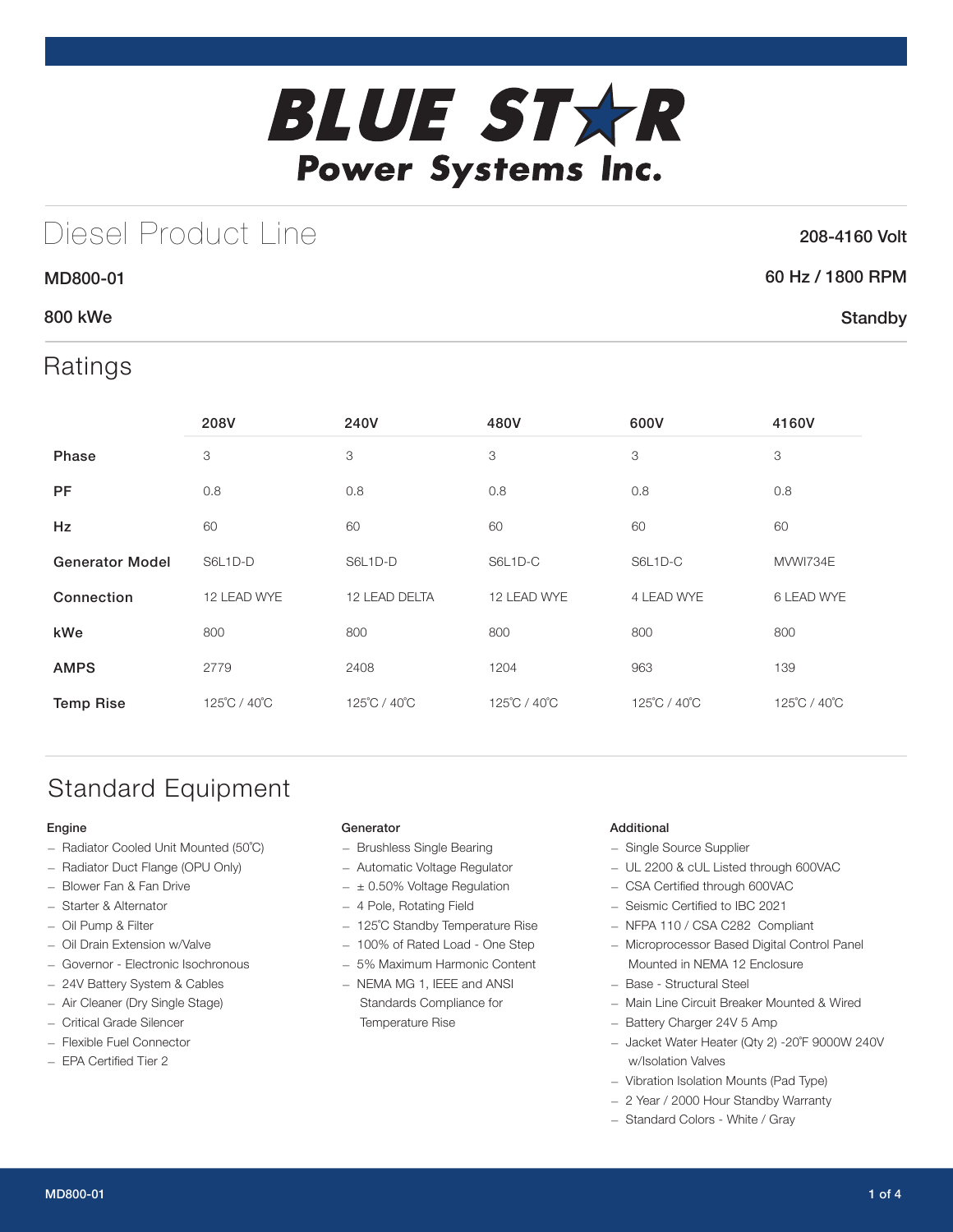# BLUE STAR
## Power Systems Inc.

# Diesel Product Line

**208-4160 Volt**

**MD800-01**

**60 Hz / 1800 RPM**

**800 kWe**

**Standby**

## Ratings

| | 208V | 240V | 480V | 600V | 4160V |
|---|---|---|---|---|---|
| **Phase** | 3 | 3 | 3 | 3 | 3 |
| **PF** | 0.8 | 0.8 | 0.8 | 0.8 | 0.8 |
| **Hz** | 60 | 60 | 60 | 60 | 60 |
| **Generator Model** | S6L1D-D | S6L1D-D | S6L1D-C | S6L1D-C | MVWI734E |
| **Connection** | 12 LEAD WYE | 12 LEAD DELTA | 12 LEAD WYE | 4 LEAD WYE | 6 LEAD WYE |
| **kWe** | 800 | 800 | 800 | 800 | 800 |
| **AMPS** | 2779 | 2408 | 1204 | 963 | 139 |
| **Temp Rise** | 125˚C / 40˚C | 125˚C / 40˚C | 125˚C / 40˚C | 125˚C / 40˚C | 125˚C / 40˚C |

## Standard Equipment

### Engine

- Radiator Cooled Unit Mounted (50˚C)
- Radiator Duct Flange (OPU Only)
- Blower Fan & Fan Drive
- Starter & Alternator
- Oil Pump & Filter
- Oil Drain Extension w/Valve
- Governor - Electronic Isochronous
- 24V Battery System & Cables
- Air Cleaner (Dry Single Stage)
- Critical Grade Silencer
- Flexible Fuel Connector
- EPA Certified Tier 2

### Generator

- Brushless Single Bearing
- Automatic Voltage Regulator
- ± 0.50% Voltage Regulation
- 4 Pole, Rotating Field
- 125˚C Standby Temperature Rise
- 100% of Rated Load - One Step
- 5% Maximum Harmonic Content
- NEMA MG 1, IEEE and ANSI Standards Compliance for Temperature Rise

### Additional

- Single Source Supplier
- UL 2200 & cUL Listed through 600VAC
- CSA Certified through 600VAC
- Seismic Certified to IBC 2021
- NFPA 110 / CSA C282 Compliant
- Microprocessor Based Digital Control Panel Mounted in NEMA 12 Enclosure
- Base - Structural Steel
- Main Line Circuit Breaker Mounted & Wired
- Battery Charger 24V 5 Amp
- Jacket Water Heater (Qty 2) -20˚F 9000W 240V w/Isolation Valves
- Vibration Isolation Mounts (Pad Type)
- 2 Year / 2000 Hour Standby Warranty
- Standard Colors - White / Gray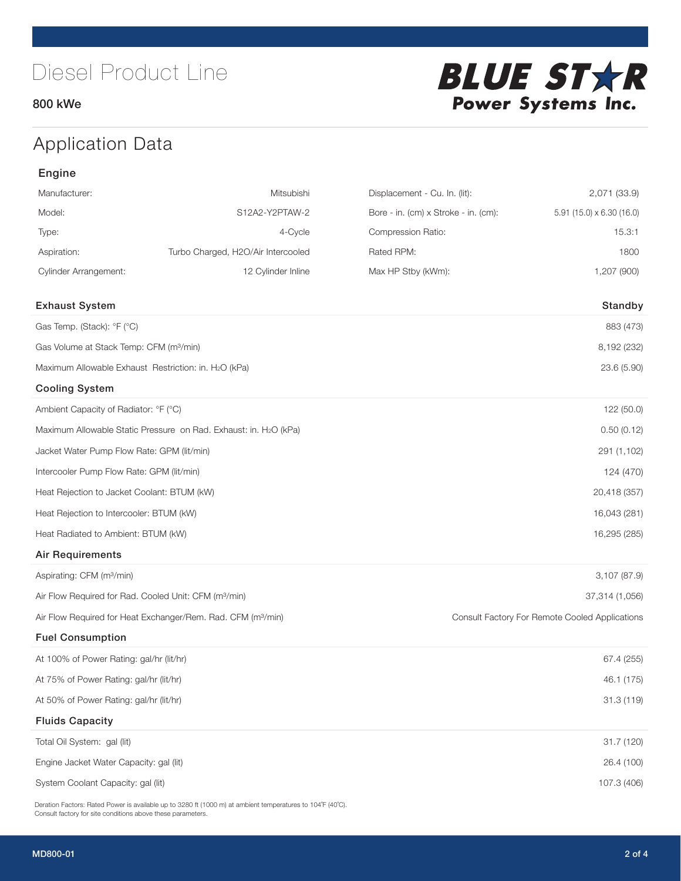# Diesel Product Line

800 kWe

BLUE STAR Power Systems Inc.

## Application Data

### Engine

| | | | |
|---|---|---|---|
| Manufacturer: | Mitsubishi | Displacement - Cu. In. (lit): | 2,071 (33.9) |
| Model: | S12A2-Y2PTAW-2 | Bore - in. (cm) x Stroke - in. (cm): | 5.91 (15.0) x 6.30 (16.0) |
| Type: | 4-Cycle | Compression Ratio: | 15.3:1 |
| Aspiration: | Turbo Charged, H2O/Air Intercooled | Rated RPM: | 1800 |
| Cylinder Arrangement: | 12 Cylinder Inline | Max HP Stby (kWm): | 1,207 (900) |

| Exhaust System | Standby |
|---|---|
| Gas Temp. (Stack): °F (°C) | 883 (473) |
| Gas Volume at Stack Temp: CFM (m³/min) | 8,192 (232) |
| Maximum Allowable Exhaust Restriction: in. $H_2O$ (kPa) | 23.6 (5.90) |
| **Cooling System** | |
| Ambient Capacity of Radiator: °F (°C) | 122 (50.0) |
| Maximum Allowable Static Pressure on Rad. Exhaust: in. $H_2O$ (kPa) | 0.50 (0.12) |
| Jacket Water Pump Flow Rate: GPM (lit/min) | 291 (1,102) |
| Intercooler Pump Flow Rate: GPM (lit/min) | 124 (470) |
| Heat Rejection to Jacket Coolant: BTUM (kW) | 20,418 (357) |
| Heat Rejection to Intercooler: BTUM (kW) | 16,043 (281) |
| Heat Radiated to Ambient: BTUM (kW) | 16,295 (285) |
| **Air Requirements** | |
| Aspirating: CFM (m³/min) | 3,107 (87.9) |
| Air Flow Required for Rad. Cooled Unit: CFM (m³/min) | 37,314 (1,056) |
| Air Flow Required for Heat Exchanger/Rem. Rad. CFM (m³/min) | Consult Factory For Remote Cooled Applications |
| **Fuel Consumption** | |
| At 100% of Power Rating: gal/hr (lit/hr) | 67.4 (255) |
| At 75% of Power Rating: gal/hr (lit/hr) | 46.1 (175) |
| At 50% of Power Rating: gal/hr (lit/hr) | 31.3 (119) |
| **Fluids Capacity** | |
| Total Oil System: gal (lit) | 31.7 (120) |
| Engine Jacket Water Capacity: gal (lit) | 26.4 (100) |
| System Coolant Capacity: gal (lit) | 107.3 (406) |

Deration Factors: Rated Power is available up to 3280 ft (1000 m) at ambient temperatures to 104°F (40°C).
Consult factory for site conditions above these parameters.

MD800-01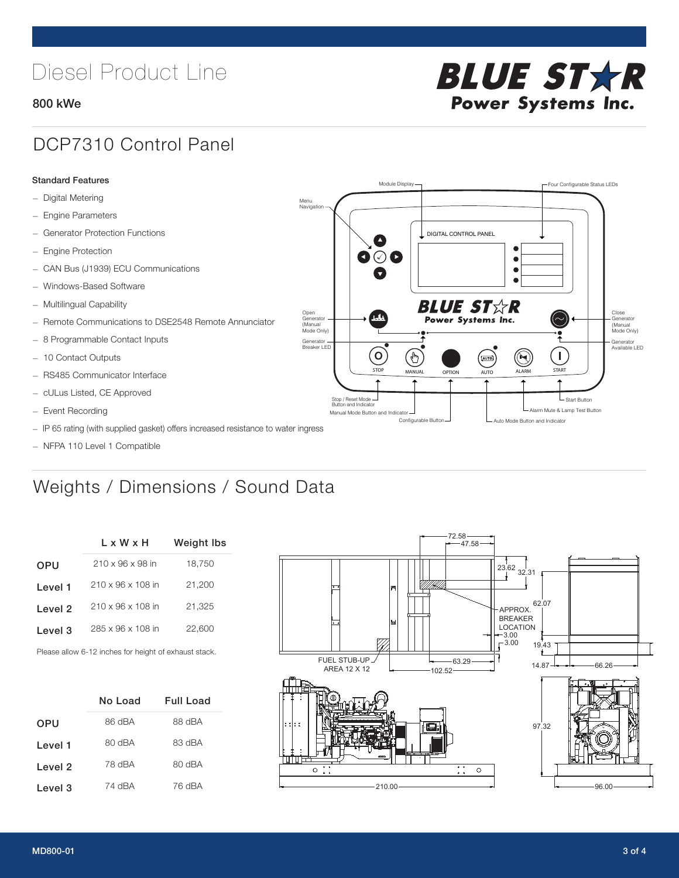# Diesel Product Line

**800 kWe**

**BLUE STAR Power Systems Inc.**

## DCP7310 Control Panel

**Standard Features**

- Digital Metering
- Engine Parameters
- Generator Protection Functions
- Engine Protection
- CAN Bus (J1939) ECU Communications
- Windows-Based Software
- Multilingual Capability
- Remote Communications to DSE2548 Remote Annunciator
- 8 Programmable Contact Inputs
- 10 Contact Outputs
- RS485 Communicator Interface
- cULus Listed, CE Approved
- Event Recording
- IP 65 rating (with supplied gasket) offers increased resistance to water ingress
- NFPA 110 Level 1 Compatible

## Weights / Dimensions / Sound Data

| | L x W x H | Weight lbs |
|---|---|---|
| OPU | 210 x 96 x 98 in | 18,750 |
| Level 1 | 210 x 96 x 108 in | 21,200 |
| Level 2 | 210 x 96 x 108 in | 21,325 |
| Level 3 | 285 x 96 x 108 in | 22,600 |

Please allow 6-12 inches for height of exhaust stack.

| | No Load | Full Load |
|---|---|---|
| OPU | 86 dBA | 88 dBA |
| Level 1 | 80 dBA | 83 dBA |
| Level 2 | 78 dBA | 80 dBA |
| Level 3 | 74 dBA | 76 dBA |

MD800-01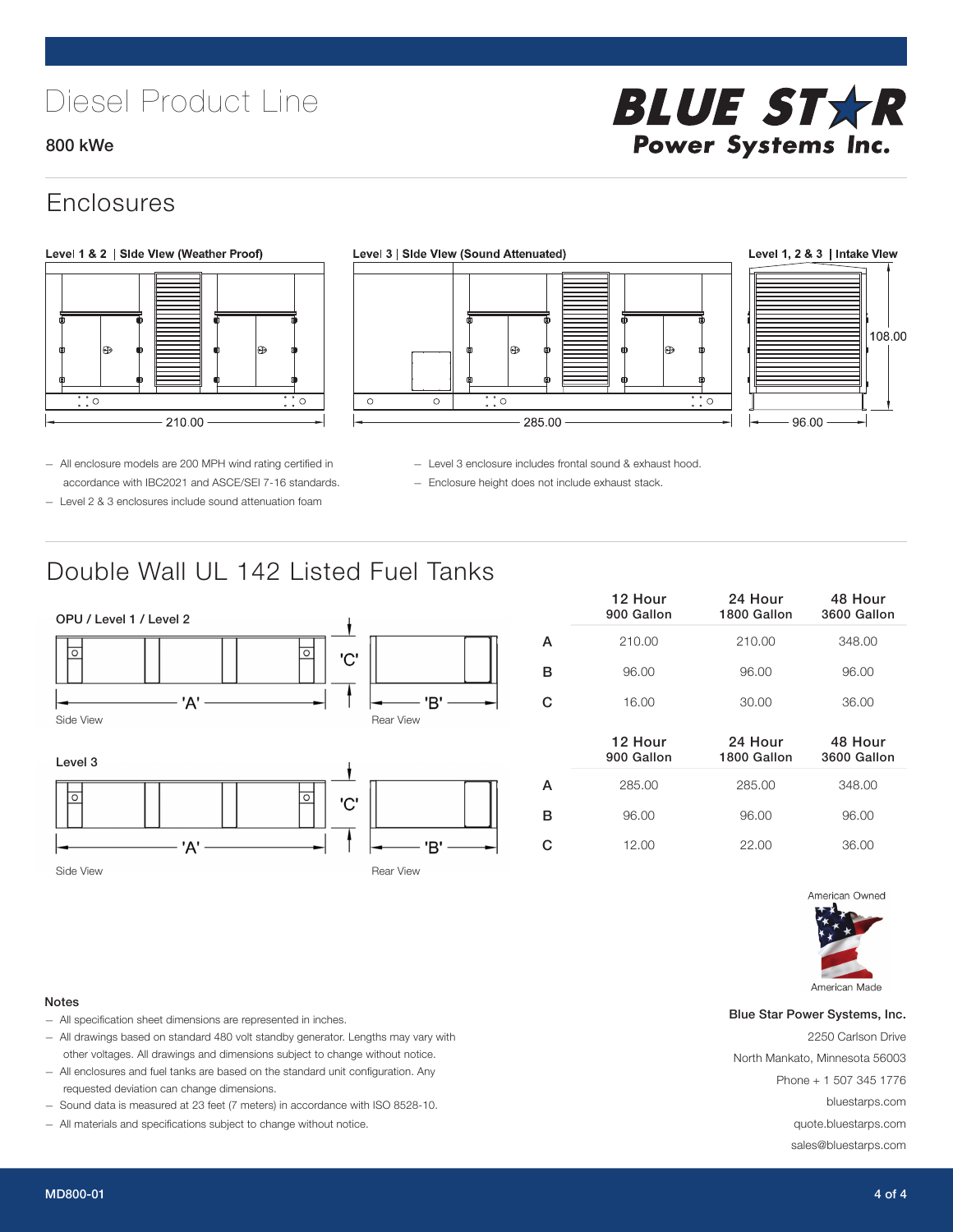# Diesel Product Line

800 kWe

**BLUE STAR Power Systems Inc.**

## Enclosures

Level 1 & 2 | Side View (Weather Proof)

210.00

Level 3 | Side View (Sound Attenuated)

285.00

Level 1, 2 & 3 | Intake View

108.00

96.00

- All enclosure models are 200 MPH wind rating certified in accordance with IBC2021 and ASCE/SEI 7-16 standards.
- Level 2 & 3 enclosures include sound attenuation foam
- Level 3 enclosure includes frontal sound & exhaust hood.
- Enclosure height does not include exhaust stack.

## Double Wall UL 142 Listed Fuel Tanks

OPU / Level 1 / Level 2

'A'

'B'

'C'

Side View

Rear View

| | 12 Hour 900 Gallon | 24 Hour 1800 Gallon | 48 Hour 3600 Gallon |
|---|---|---|---|
| A | 210.00 | 210.00 | 348.00 |
| B | 96.00 | 96.00 | 96.00 |
| C | 16.00 | 30.00 | 36.00 |

Level 3

'A'

'B'

'C'

Side View

Rear View

| | 12 Hour 900 Gallon | 24 Hour 1800 Gallon | 48 Hour 3600 Gallon |
|---|---|---|---|
| A | 285.00 | 285.00 | 348.00 |
| B | 96.00 | 96.00 | 96.00 |
| C | 12.00 | 22.00 | 36.00 |

American Owned

American Made

### Notes

- All specification sheet dimensions are represented in inches.
- All drawings based on standard 480 volt standby generator. Lengths may vary with other voltages. All drawings and dimensions subject to change without notice.
- All enclosures and fuel tanks are based on the standard unit configuration. Any requested deviation can change dimensions.
- Sound data is measured at 23 feet (7 meters) in accordance with ISO 8528-10.
- All materials and specifications subject to change without notice.

**Blue Star Power Systems, Inc.**
2250 Carlson Drive
North Mankato, Minnesota 56003
Phone + 1 507 345 1776
bluestarps.com
quote.bluestarps.com
sales@bluestarps.com

MD800-01